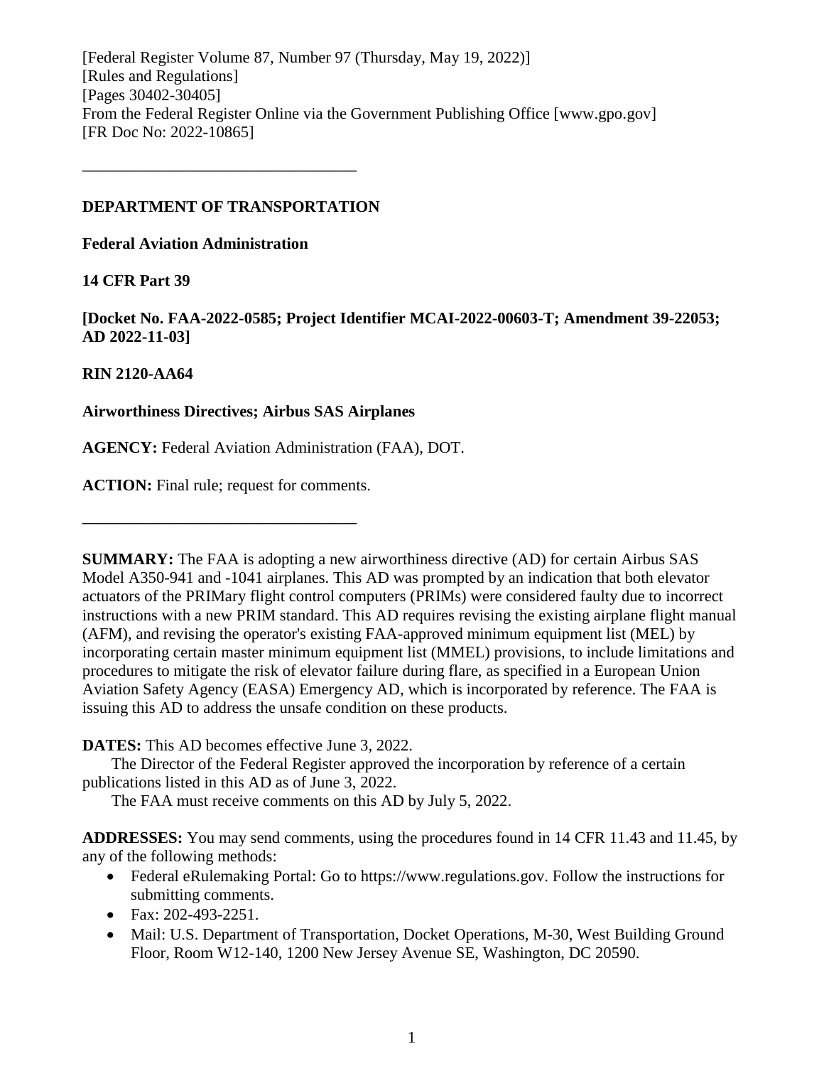[Federal Register Volume 87, Number 97 (Thursday, May 19, 2022)]
[Rules and Regulations]
[Pages 30402-30405]
From the Federal Register Online via the Government Publishing Office [www.gpo.gov]
[FR Doc No: 2022-10865]

---

**DEPARTMENT OF TRANSPORTATION**

**Federal Aviation Administration**

**14 CFR Part 39**

**[Docket No. FAA-2022-0585; Project Identifier MCAI-2022-00603-T; Amendment 39-22053; AD 2022-11-03]**

**RIN 2120-AA64**

**Airworthiness Directives; Airbus SAS Airplanes**

**AGENCY:** Federal Aviation Administration (FAA), DOT.

**ACTION:** Final rule; request for comments.

---

**SUMMARY:** The FAA is adopting a new airworthiness directive (AD) for certain Airbus SAS Model A350-941 and -1041 airplanes. This AD was prompted by an indication that both elevator actuators of the PRIMary flight control computers (PRIMs) were considered faulty due to incorrect instructions with a new PRIM standard. This AD requires revising the existing airplane flight manual (AFM), and revising the operator's existing FAA-approved minimum equipment list (MEL) by incorporating certain master minimum equipment list (MMEL) provisions, to include limitations and procedures to mitigate the risk of elevator failure during flare, as specified in a European Union Aviation Safety Agency (EASA) Emergency AD, which is incorporated by reference. The FAA is issuing this AD to address the unsafe condition on these products.

**DATES:** This AD becomes effective June 3, 2022.

The Director of the Federal Register approved the incorporation by reference of a certain publications listed in this AD as of June 3, 2022.

The FAA must receive comments on this AD by July 5, 2022.

**ADDRESSES:** You may send comments, using the procedures found in 14 CFR 11.43 and 11.45, by any of the following methods:

- Federal eRulemaking Portal: Go to https://www.regulations.gov. Follow the instructions for submitting comments.
- Fax: 202-493-2251.
- Mail: U.S. Department of Transportation, Docket Operations, M-30, West Building Ground Floor, Room W12-140, 1200 New Jersey Avenue SE, Washington, DC 20590.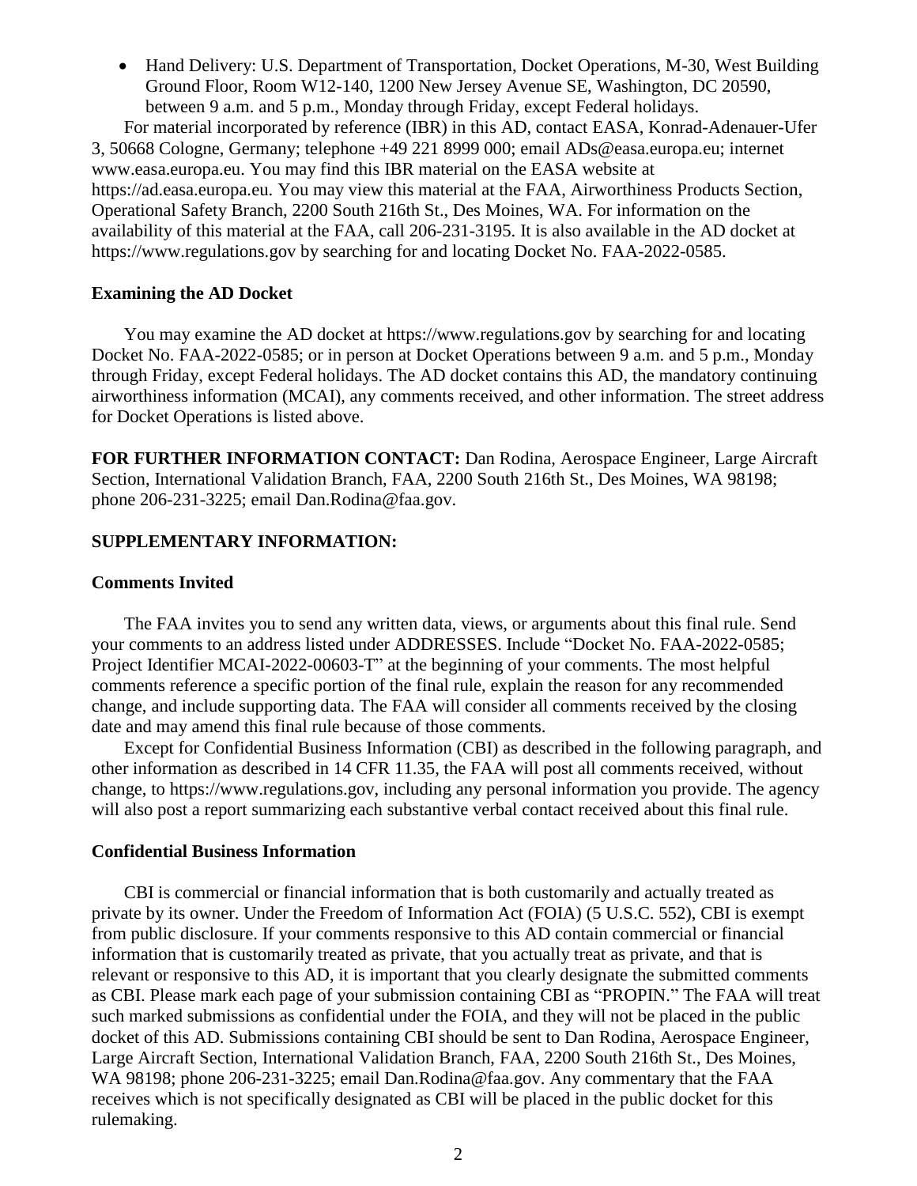- Hand Delivery: U.S. Department of Transportation, Docket Operations, M-30, West Building Ground Floor, Room W12-140, 1200 New Jersey Avenue SE, Washington, DC 20590, between 9 a.m. and 5 p.m., Monday through Friday, except Federal holidays.

For material incorporated by reference (IBR) in this AD, contact EASA, Konrad-Adenauer-Ufer 3, 50668 Cologne, Germany; telephone +49 221 8999 000; email ADs@easa.europa.eu; internet www.easa.europa.eu. You may find this IBR material on the EASA website at https://ad.easa.europa.eu. You may view this material at the FAA, Airworthiness Products Section, Operational Safety Branch, 2200 South 216th St., Des Moines, WA. For information on the availability of this material at the FAA, call 206-231-3195. It is also available in the AD docket at https://www.regulations.gov by searching for and locating Docket No. FAA-2022-0585.

### Examining the AD Docket

You may examine the AD docket at https://www.regulations.gov by searching for and locating Docket No. FAA-2022-0585; or in person at Docket Operations between 9 a.m. and 5 p.m., Monday through Friday, except Federal holidays. The AD docket contains this AD, the mandatory continuing airworthiness information (MCAI), any comments received, and other information. The street address for Docket Operations is listed above.

**FOR FURTHER INFORMATION CONTACT:** Dan Rodina, Aerospace Engineer, Large Aircraft Section, International Validation Branch, FAA, 2200 South 216th St., Des Moines, WA 98198; phone 206-231-3225; email Dan.Rodina@faa.gov.

### SUPPLEMENTARY INFORMATION:

### Comments Invited

The FAA invites you to send any written data, views, or arguments about this final rule. Send your comments to an address listed under ADDRESSES. Include "Docket No. FAA-2022-0585; Project Identifier MCAI-2022-00603-T" at the beginning of your comments. The most helpful comments reference a specific portion of the final rule, explain the reason for any recommended change, and include supporting data. The FAA will consider all comments received by the closing date and may amend this final rule because of those comments.

Except for Confidential Business Information (CBI) as described in the following paragraph, and other information as described in 14 CFR 11.35, the FAA will post all comments received, without change, to https://www.regulations.gov, including any personal information you provide. The agency will also post a report summarizing each substantive verbal contact received about this final rule.

### Confidential Business Information

CBI is commercial or financial information that is both customarily and actually treated as private by its owner. Under the Freedom of Information Act (FOIA) (5 U.S.C. 552), CBI is exempt from public disclosure. If your comments responsive to this AD contain commercial or financial information that is customarily treated as private, that you actually treat as private, and that is relevant or responsive to this AD, it is important that you clearly designate the submitted comments as CBI. Please mark each page of your submission containing CBI as "PROPIN." The FAA will treat such marked submissions as confidential under the FOIA, and they will not be placed in the public docket of this AD. Submissions containing CBI should be sent to Dan Rodina, Aerospace Engineer, Large Aircraft Section, International Validation Branch, FAA, 2200 South 216th St., Des Moines, WA 98198; phone 206-231-3225; email Dan.Rodina@faa.gov. Any commentary that the FAA receives which is not specifically designated as CBI will be placed in the public docket for this rulemaking.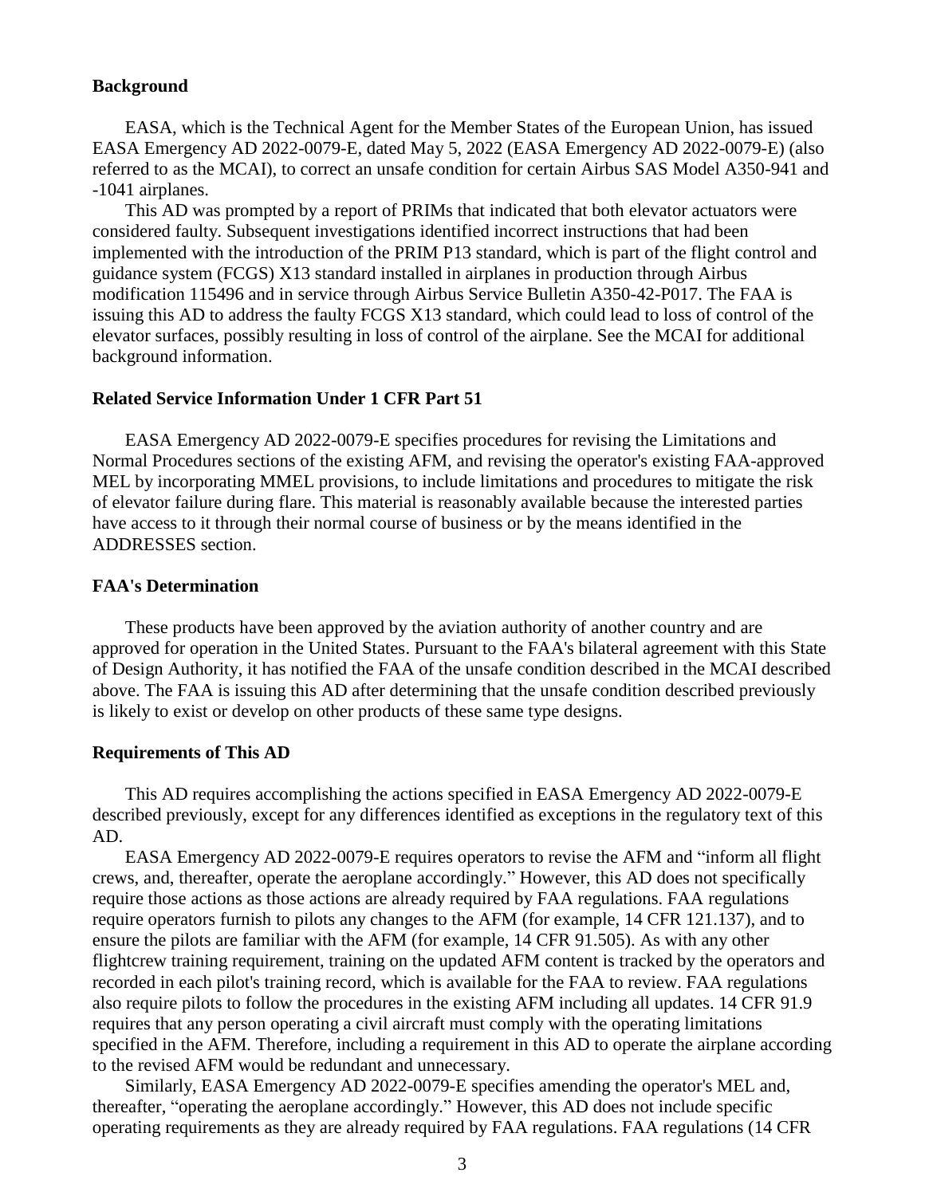**Background**

EASA, which is the Technical Agent for the Member States of the European Union, has issued EASA Emergency AD 2022-0079-E, dated May 5, 2022 (EASA Emergency AD 2022-0079-E) (also referred to as the MCAI), to correct an unsafe condition for certain Airbus SAS Model A350-941 and -1041 airplanes.

This AD was prompted by a report of PRIMs that indicated that both elevator actuators were considered faulty. Subsequent investigations identified incorrect instructions that had been implemented with the introduction of the PRIM P13 standard, which is part of the flight control and guidance system (FCGS) X13 standard installed in airplanes in production through Airbus modification 115496 and in service through Airbus Service Bulletin A350-42-P017. The FAA is issuing this AD to address the faulty FCGS X13 standard, which could lead to loss of control of the elevator surfaces, possibly resulting in loss of control of the airplane. See the MCAI for additional background information.

**Related Service Information Under 1 CFR Part 51**

EASA Emergency AD 2022-0079-E specifies procedures for revising the Limitations and Normal Procedures sections of the existing AFM, and revising the operator's existing FAA-approved MEL by incorporating MMEL provisions, to include limitations and procedures to mitigate the risk of elevator failure during flare. This material is reasonably available because the interested parties have access to it through their normal course of business or by the means identified in the ADDRESSES section.

**FAA's Determination**

These products have been approved by the aviation authority of another country and are approved for operation in the United States. Pursuant to the FAA's bilateral agreement with this State of Design Authority, it has notified the FAA of the unsafe condition described in the MCAI described above. The FAA is issuing this AD after determining that the unsafe condition described previously is likely to exist or develop on other products of these same type designs.

**Requirements of This AD**

This AD requires accomplishing the actions specified in EASA Emergency AD 2022-0079-E described previously, except for any differences identified as exceptions in the regulatory text of this AD.

EASA Emergency AD 2022-0079-E requires operators to revise the AFM and "inform all flight crews, and, thereafter, operate the aeroplane accordingly." However, this AD does not specifically require those actions as those actions are already required by FAA regulations. FAA regulations require operators furnish to pilots any changes to the AFM (for example, 14 CFR 121.137), and to ensure the pilots are familiar with the AFM (for example, 14 CFR 91.505). As with any other flightcrew training requirement, training on the updated AFM content is tracked by the operators and recorded in each pilot's training record, which is available for the FAA to review. FAA regulations also require pilots to follow the procedures in the existing AFM including all updates. 14 CFR 91.9 requires that any person operating a civil aircraft must comply with the operating limitations specified in the AFM. Therefore, including a requirement in this AD to operate the airplane according to the revised AFM would be redundant and unnecessary.

Similarly, EASA Emergency AD 2022-0079-E specifies amending the operator's MEL and, thereafter, "operating the aeroplane accordingly." However, this AD does not include specific operating requirements as they are already required by FAA regulations. FAA regulations (14 CFR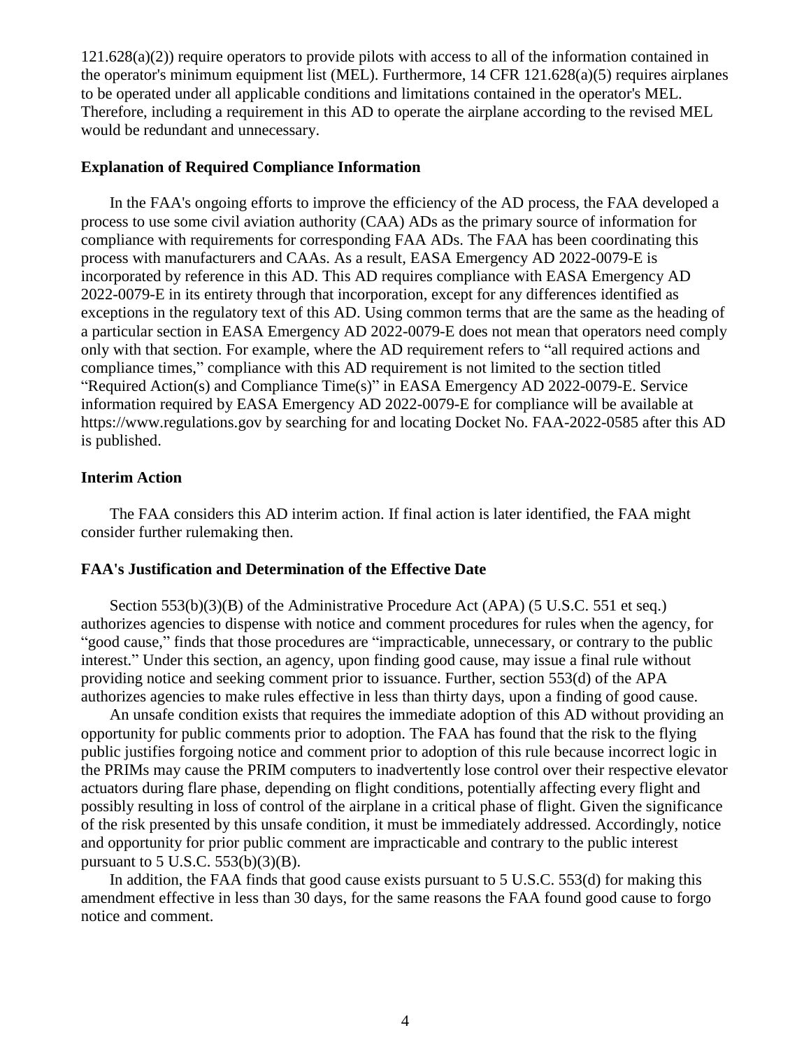121.628(a)(2)) require operators to provide pilots with access to all of the information contained in the operator's minimum equipment list (MEL). Furthermore, 14 CFR 121.628(a)(5) requires airplanes to be operated under all applicable conditions and limitations contained in the operator's MEL. Therefore, including a requirement in this AD to operate the airplane according to the revised MEL would be redundant and unnecessary.

### Explanation of Required Compliance Information

In the FAA's ongoing efforts to improve the efficiency of the AD process, the FAA developed a process to use some civil aviation authority (CAA) ADs as the primary source of information for compliance with requirements for corresponding FAA ADs. The FAA has been coordinating this process with manufacturers and CAAs. As a result, EASA Emergency AD 2022-0079-E is incorporated by reference in this AD. This AD requires compliance with EASA Emergency AD 2022-0079-E in its entirety through that incorporation, except for any differences identified as exceptions in the regulatory text of this AD. Using common terms that are the same as the heading of a particular section in EASA Emergency AD 2022-0079-E does not mean that operators need comply only with that section. For example, where the AD requirement refers to "all required actions and compliance times," compliance with this AD requirement is not limited to the section titled "Required Action(s) and Compliance Time(s)" in EASA Emergency AD 2022-0079-E. Service information required by EASA Emergency AD 2022-0079-E for compliance will be available at https://www.regulations.gov by searching for and locating Docket No. FAA-2022-0585 after this AD is published.

### Interim Action

The FAA considers this AD interim action. If final action is later identified, the FAA might consider further rulemaking then.

### FAA's Justification and Determination of the Effective Date

Section 553(b)(3)(B) of the Administrative Procedure Act (APA) (5 U.S.C. 551 et seq.) authorizes agencies to dispense with notice and comment procedures for rules when the agency, for "good cause," finds that those procedures are "impracticable, unnecessary, or contrary to the public interest." Under this section, an agency, upon finding good cause, may issue a final rule without providing notice and seeking comment prior to issuance. Further, section 553(d) of the APA authorizes agencies to make rules effective in less than thirty days, upon a finding of good cause.

An unsafe condition exists that requires the immediate adoption of this AD without providing an opportunity for public comments prior to adoption. The FAA has found that the risk to the flying public justifies forgoing notice and comment prior to adoption of this rule because incorrect logic in the PRIMs may cause the PRIM computers to inadvertently lose control over their respective elevator actuators during flare phase, depending on flight conditions, potentially affecting every flight and possibly resulting in loss of control of the airplane in a critical phase of flight. Given the significance of the risk presented by this unsafe condition, it must be immediately addressed. Accordingly, notice and opportunity for prior public comment are impracticable and contrary to the public interest pursuant to 5 U.S.C. 553(b)(3)(B).

In addition, the FAA finds that good cause exists pursuant to 5 U.S.C. 553(d) for making this amendment effective in less than 30 days, for the same reasons the FAA found good cause to forgo notice and comment.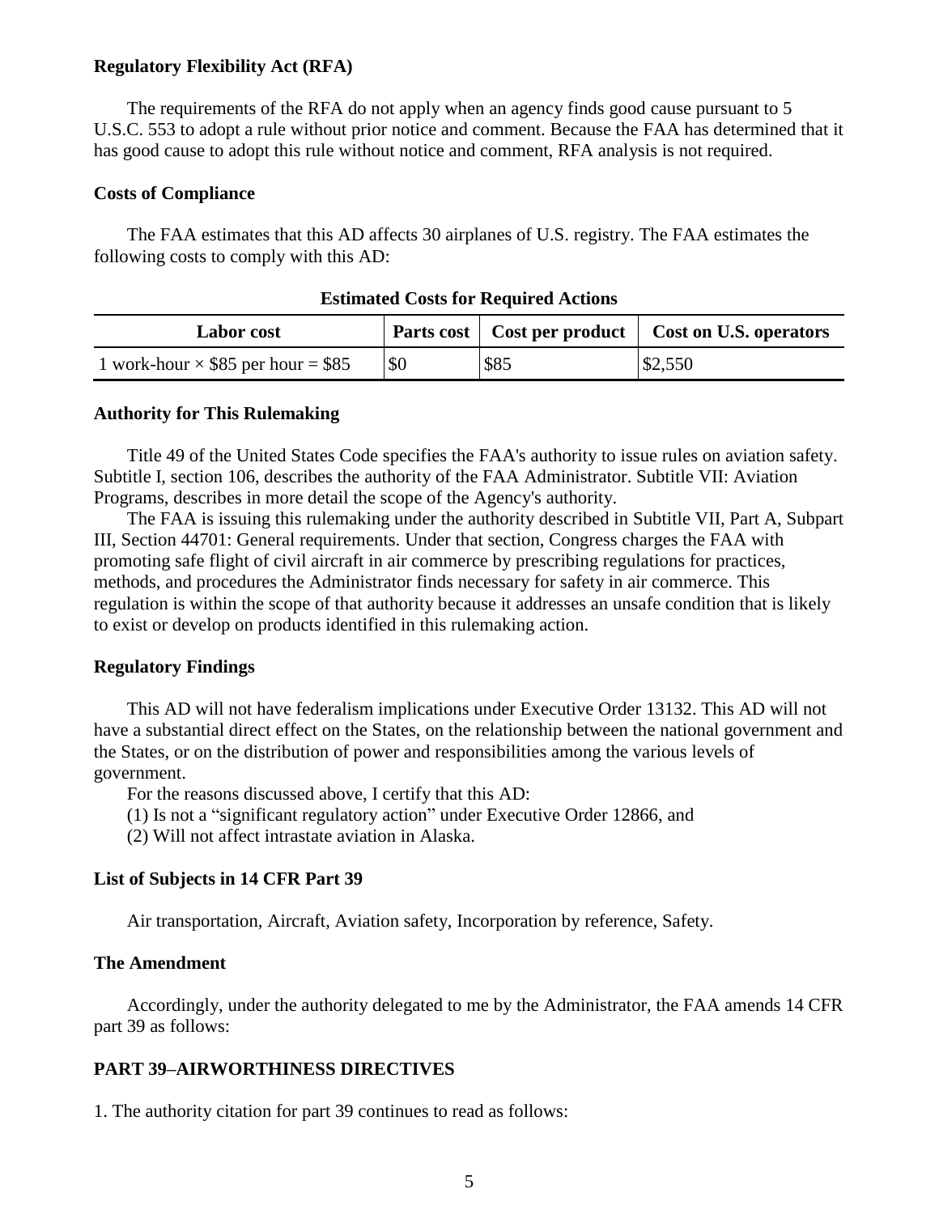### Regulatory Flexibility Act (RFA)

The requirements of the RFA do not apply when an agency finds good cause pursuant to 5 U.S.C. 553 to adopt a rule without prior notice and comment. Because the FAA has determined that it has good cause to adopt this rule without notice and comment, RFA analysis is not required.

### Costs of Compliance

The FAA estimates that this AD affects 30 airplanes of U.S. registry. The FAA estimates the following costs to comply with this AD:

**Estimated Costs for Required Actions**

| Labor cost | Parts cost | Cost per product | Cost on U.S. operators |
|---|---|---|---|
| 1 work-hour × $85 per hour = $85 | $0 | $85 | $2,550 |

### Authority for This Rulemaking

Title 49 of the United States Code specifies the FAA's authority to issue rules on aviation safety. Subtitle I, section 106, describes the authority of the FAA Administrator. Subtitle VII: Aviation Programs, describes in more detail the scope of the Agency's authority.

The FAA is issuing this rulemaking under the authority described in Subtitle VII, Part A, Subpart III, Section 44701: General requirements. Under that section, Congress charges the FAA with promoting safe flight of civil aircraft in air commerce by prescribing regulations for practices, methods, and procedures the Administrator finds necessary for safety in air commerce. This regulation is within the scope of that authority because it addresses an unsafe condition that is likely to exist or develop on products identified in this rulemaking action.

### Regulatory Findings

This AD will not have federalism implications under Executive Order 13132. This AD will not have a substantial direct effect on the States, on the relationship between the national government and the States, or on the distribution of power and responsibilities among the various levels of government.

For the reasons discussed above, I certify that this AD:

(1) Is not a "significant regulatory action" under Executive Order 12866, and

(2) Will not affect intrastate aviation in Alaska.

### List of Subjects in 14 CFR Part 39

Air transportation, Aircraft, Aviation safety, Incorporation by reference, Safety.

### The Amendment

Accordingly, under the authority delegated to me by the Administrator, the FAA amends 14 CFR part 39 as follows:

### PART 39–AIRWORTHINESS DIRECTIVES

1. The authority citation for part 39 continues to read as follows: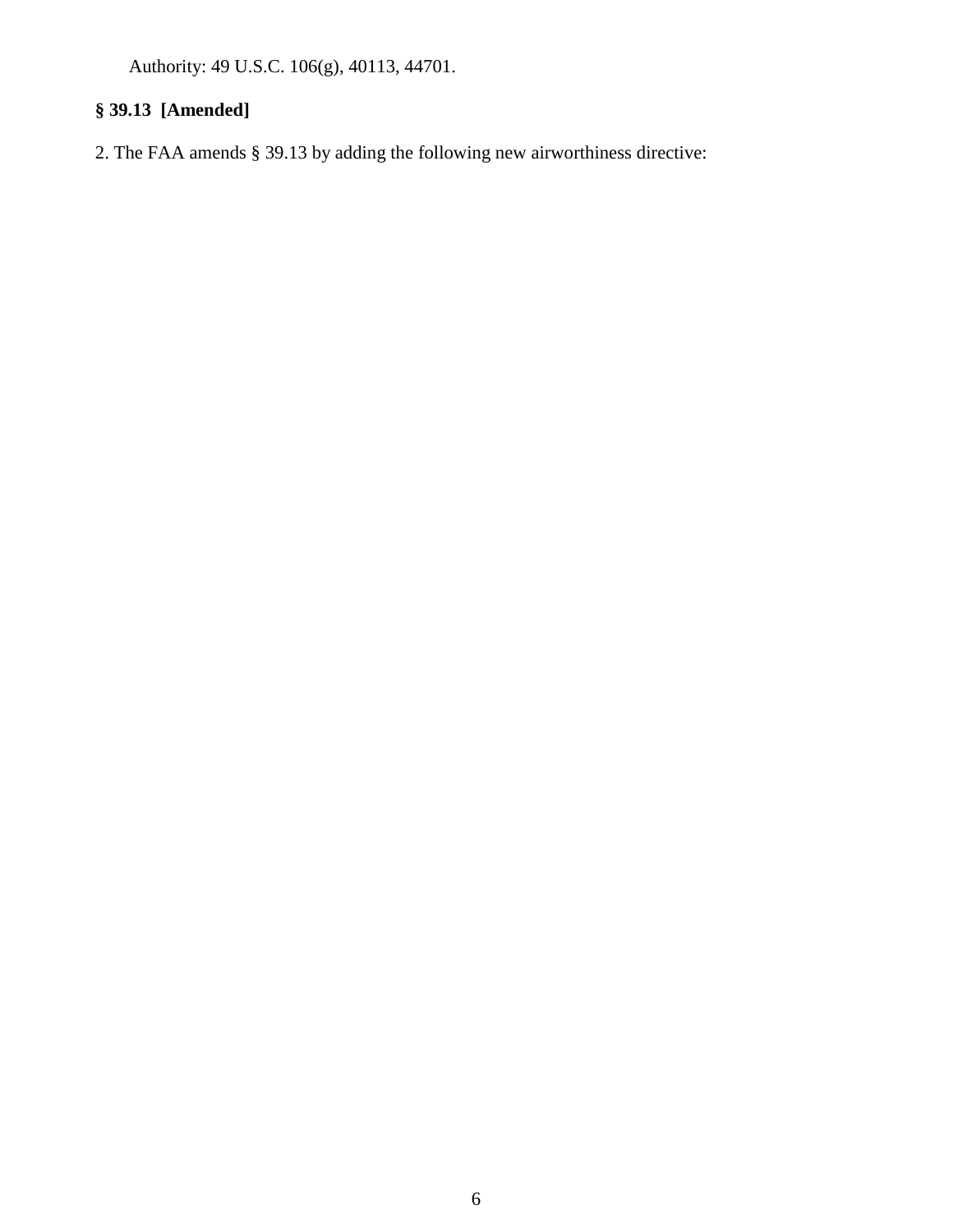Authority: 49 U.S.C. 106(g), 40113, 44701.

**§ 39.13 [Amended]**

2. The FAA amends § 39.13 by adding the following new airworthiness directive: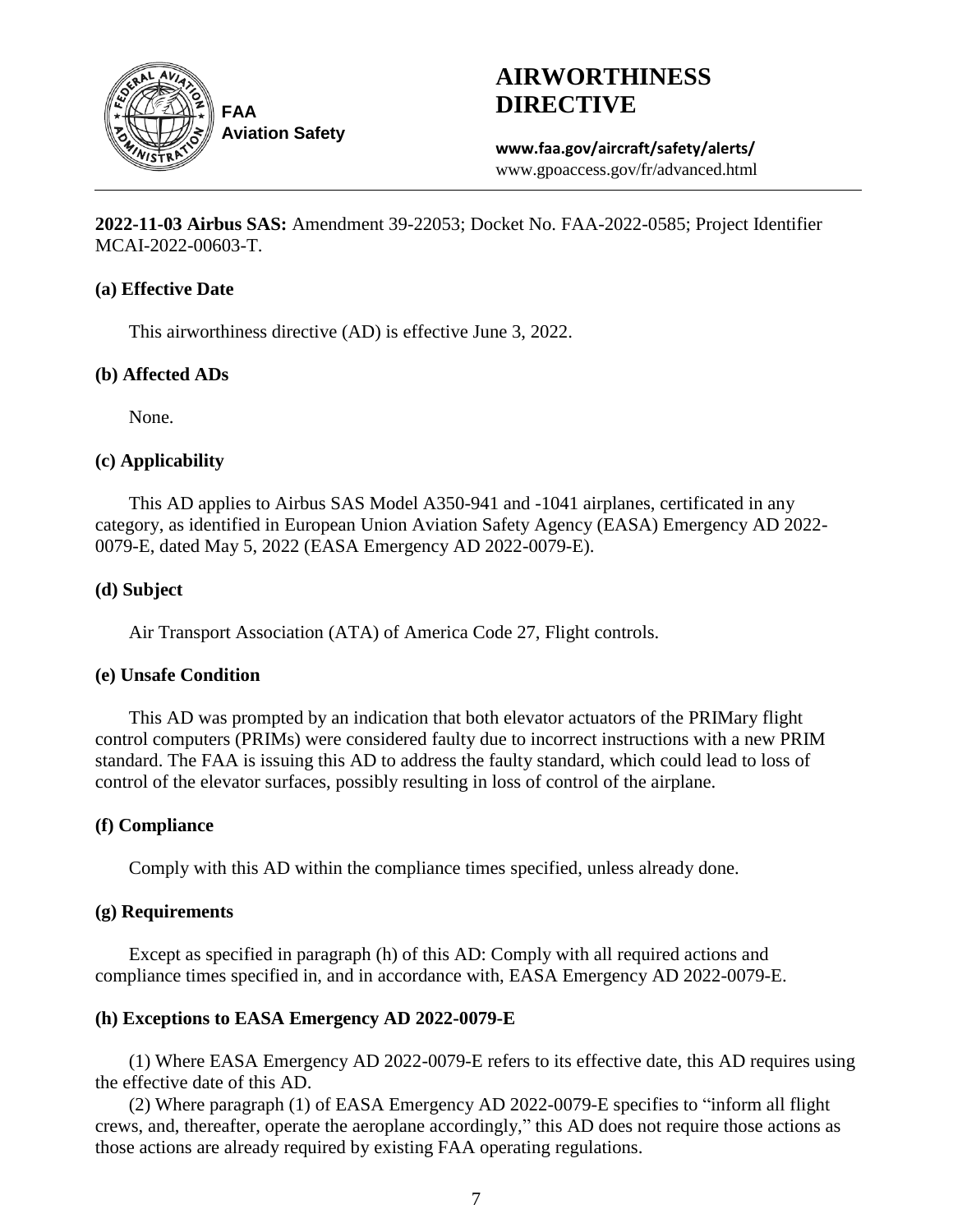**FAA Aviation Safety**

# AIRWORTHINESS DIRECTIVE

**www.faa.gov/aircraft/safety/alerts/**
www.gpoaccess.gov/fr/advanced.html

---

**2022-11-03 Airbus SAS:** Amendment 39-22053; Docket No. FAA-2022-0585; Project Identifier MCAI-2022-00603-T.

### (a) Effective Date

This airworthiness directive (AD) is effective June 3, 2022.

### (b) Affected ADs

None.

### (c) Applicability

This AD applies to Airbus SAS Model A350-941 and -1041 airplanes, certificated in any category, as identified in European Union Aviation Safety Agency (EASA) Emergency AD 2022-0079-E, dated May 5, 2022 (EASA Emergency AD 2022-0079-E).

### (d) Subject

Air Transport Association (ATA) of America Code 27, Flight controls.

### (e) Unsafe Condition

This AD was prompted by an indication that both elevator actuators of the PRIMary flight control computers (PRIMs) were considered faulty due to incorrect instructions with a new PRIM standard. The FAA is issuing this AD to address the faulty standard, which could lead to loss of control of the elevator surfaces, possibly resulting in loss of control of the airplane.

### (f) Compliance

Comply with this AD within the compliance times specified, unless already done.

### (g) Requirements

Except as specified in paragraph (h) of this AD: Comply with all required actions and compliance times specified in, and in accordance with, EASA Emergency AD 2022-0079-E.

### (h) Exceptions to EASA Emergency AD 2022-0079-E

(1) Where EASA Emergency AD 2022-0079-E refers to its effective date, this AD requires using the effective date of this AD.

(2) Where paragraph (1) of EASA Emergency AD 2022-0079-E specifies to "inform all flight crews, and, thereafter, operate the aeroplane accordingly," this AD does not require those actions as those actions are already required by existing FAA operating regulations.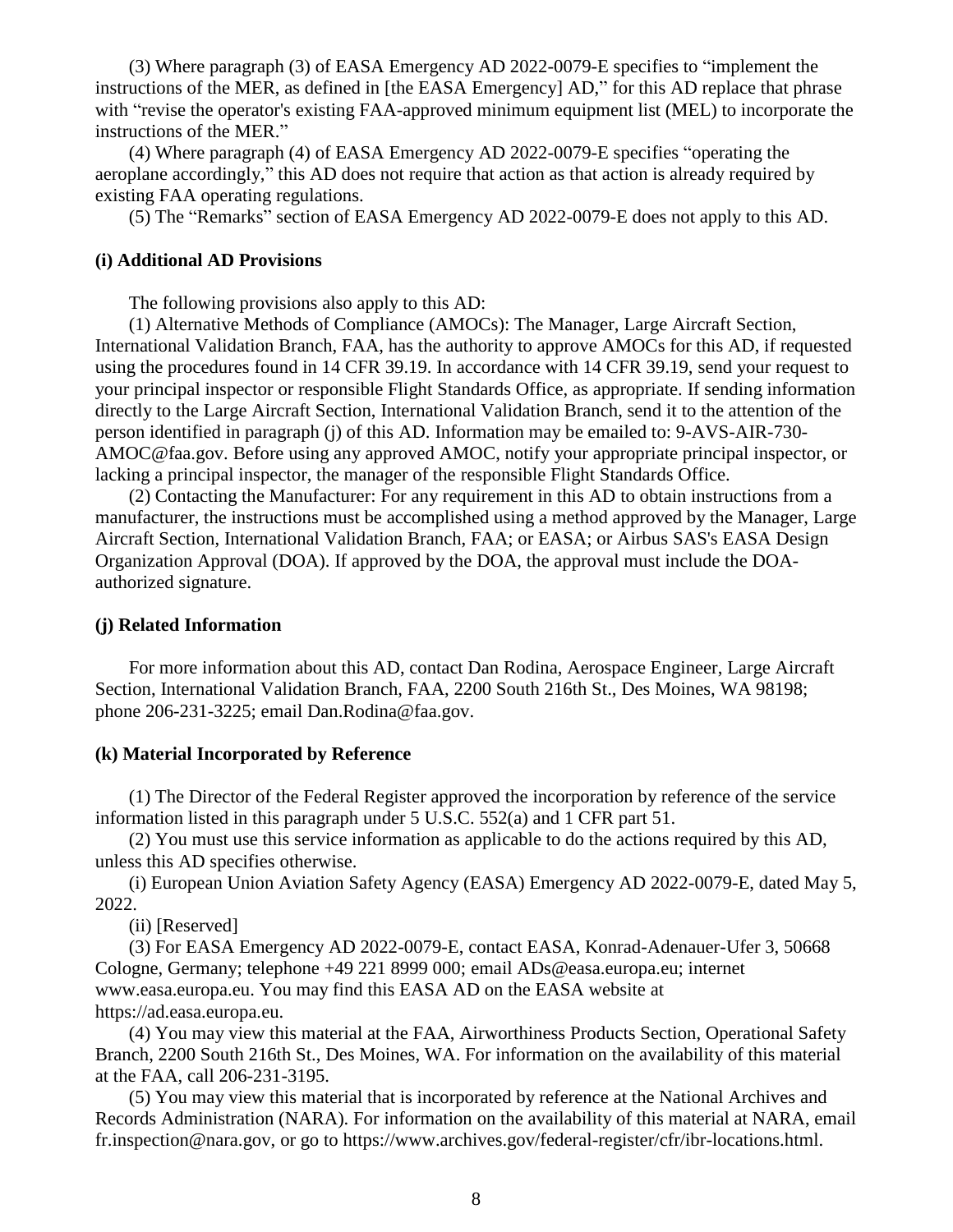(3) Where paragraph (3) of EASA Emergency AD 2022-0079-E specifies to "implement the instructions of the MER, as defined in [the EASA Emergency] AD," for this AD replace that phrase with "revise the operator's existing FAA-approved minimum equipment list (MEL) to incorporate the instructions of the MER."

(4) Where paragraph (4) of EASA Emergency AD 2022-0079-E specifies "operating the aeroplane accordingly," this AD does not require that action as that action is already required by existing FAA operating regulations.

(5) The "Remarks" section of EASA Emergency AD 2022-0079-E does not apply to this AD.

**(i) Additional AD Provisions**

The following provisions also apply to this AD:

(1) Alternative Methods of Compliance (AMOCs): The Manager, Large Aircraft Section, International Validation Branch, FAA, has the authority to approve AMOCs for this AD, if requested using the procedures found in 14 CFR 39.19. In accordance with 14 CFR 39.19, send your request to your principal inspector or responsible Flight Standards Office, as appropriate. If sending information directly to the Large Aircraft Section, International Validation Branch, send it to the attention of the person identified in paragraph (j) of this AD. Information may be emailed to: 9-AVS-AIR-730-AMOC@faa.gov. Before using any approved AMOC, notify your appropriate principal inspector, or lacking a principal inspector, the manager of the responsible Flight Standards Office.

(2) Contacting the Manufacturer: For any requirement in this AD to obtain instructions from a manufacturer, the instructions must be accomplished using a method approved by the Manager, Large Aircraft Section, International Validation Branch, FAA; or EASA; or Airbus SAS's EASA Design Organization Approval (DOA). If approved by the DOA, the approval must include the DOA-authorized signature.

**(j) Related Information**

For more information about this AD, contact Dan Rodina, Aerospace Engineer, Large Aircraft Section, International Validation Branch, FAA, 2200 South 216th St., Des Moines, WA 98198; phone 206-231-3225; email Dan.Rodina@faa.gov.

**(k) Material Incorporated by Reference**

(1) The Director of the Federal Register approved the incorporation by reference of the service information listed in this paragraph under 5 U.S.C. 552(a) and 1 CFR part 51.

(2) You must use this service information as applicable to do the actions required by this AD, unless this AD specifies otherwise.

(i) European Union Aviation Safety Agency (EASA) Emergency AD 2022-0079-E, dated May 5, 2022.

(ii) [Reserved]

(3) For EASA Emergency AD 2022-0079-E, contact EASA, Konrad-Adenauer-Ufer 3, 50668 Cologne, Germany; telephone +49 221 8999 000; email ADs@easa.europa.eu; internet www.easa.europa.eu. You may find this EASA AD on the EASA website at https://ad.easa.europa.eu.

(4) You may view this material at the FAA, Airworthiness Products Section, Operational Safety Branch, 2200 South 216th St., Des Moines, WA. For information on the availability of this material at the FAA, call 206-231-3195.

(5) You may view this material that is incorporated by reference at the National Archives and Records Administration (NARA). For information on the availability of this material at NARA, email fr.inspection@nara.gov, or go to https://www.archives.gov/federal-register/cfr/ibr-locations.html.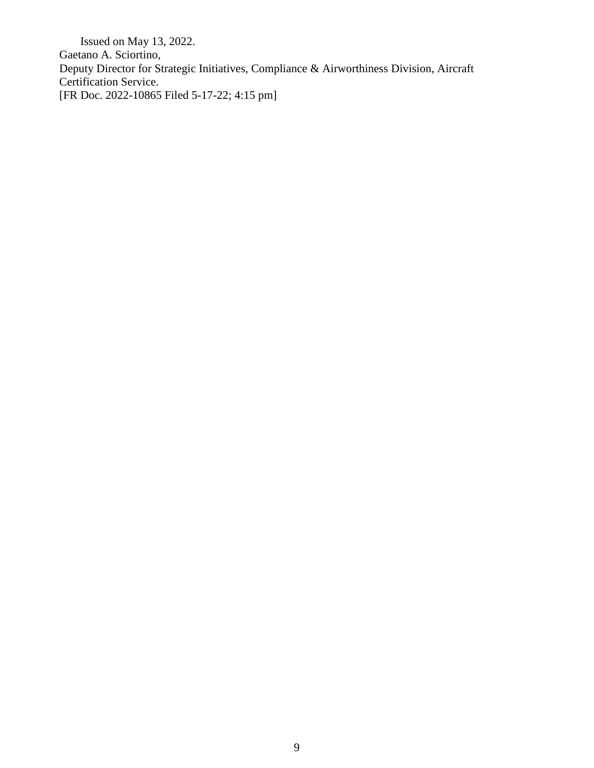Issued on May 13, 2022.

Gaetano A. Sciortino,

Deputy Director for Strategic Initiatives, Compliance & Airworthiness Division, Aircraft Certification Service.

[FR Doc. 2022-10865 Filed 5-17-22; 4:15 pm]